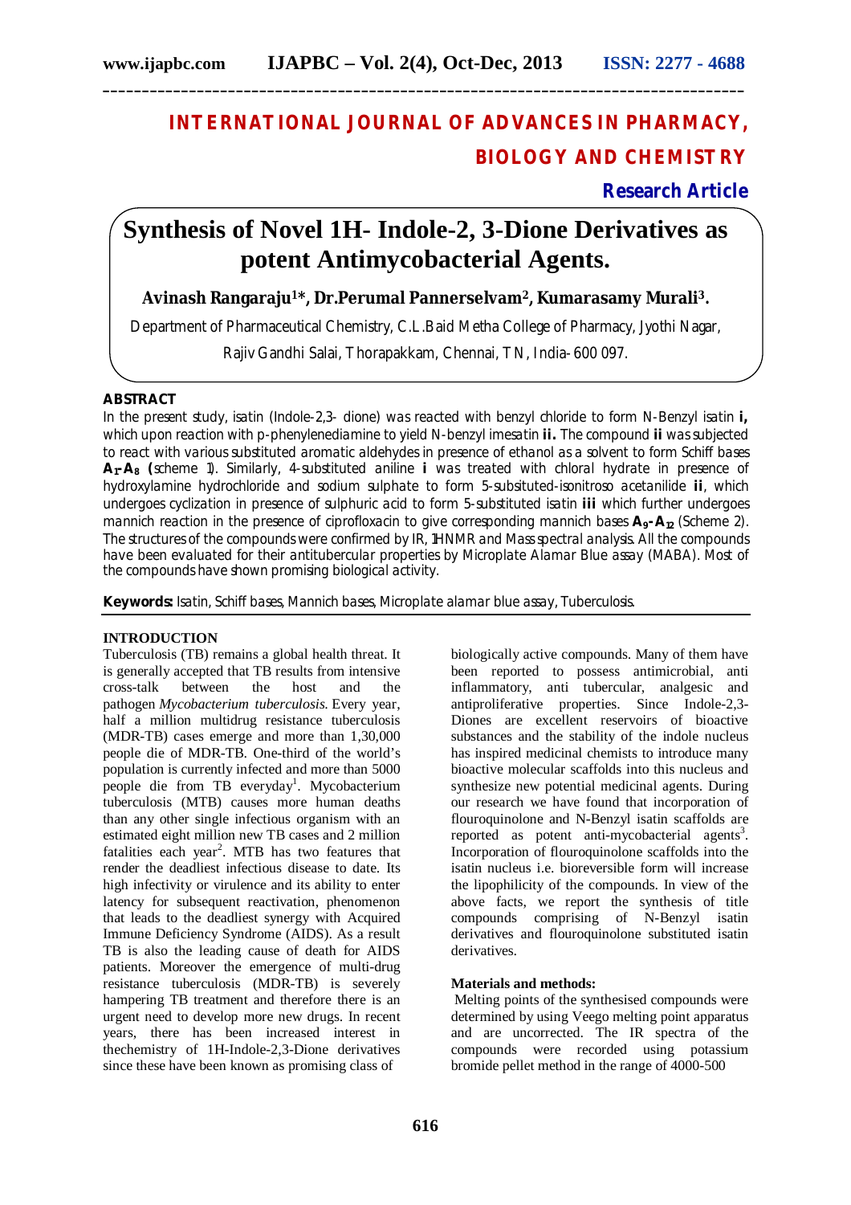# INTERNATIONAL JOURNAL OF ADVANCES IN PHARMACY, BIOLOGY AND CHEMISTRY

**Research Article**

# Synthesis of Novel 1H- Indole-2, 3-Dione Derivatives as potent Antimycobacterial Agents.

**Avinash Rangaraju[1]*, Dr.Perumal Pannerselvam[2], Kumarasamy Murali[3].**

Department of Pharmaceutical Chemistry, C.L.Baid Metha College of Pharmacy, Jyothi Nagar, Rajiv Gandhi Salai, Thorapakkam, Chennai, TN, India- 600 097.

## ABSTRACT

In the present study, isatin (Indole-2,3- dione) was reacted with benzyl chloride to form N-Benzyl isatin **i,** which upon reaction with p-phenylenediamine to yield N-benzyl imesatin **ii.** The compound **ii** was subjected to react with various substituted aromatic aldehydes in presence of ethanol as a solvent to form Schiff bases $\mathbf{A_1}$-$\mathbf{A_8}$ **(**scheme 1). Similarly, 4-substituted aniline **i** was treated with chloral hydrate in presence of hydroxylamine hydrochloride and sodium sulphate to form 5-subsituted-isonitroso acetanilide **ii**, which undergoes cyclization in presence of sulphuric acid to form 5-substituted isatin **iii** which further undergoes mannich reaction in the presence of ciprofloxacin to give corresponding mannich bases $\mathbf{A_9}$-$\mathbf{A_{12}}$ (Scheme 2). The structures of the compounds were confirmed by IR, 1HNMR and Mass spectral analysis. All the compounds have been evaluated for their antitubercular properties by Microplate Alamar Blue assay (MABA). Most of the compounds have shown promising biological activity.

**Keywords:** Isatin, Schiff bases, Mannich bases, Microplate alamar blue assay, Tuberculosis.

## INTRODUCTION

Tuberculosis (TB) remains a global health threat. It is generally accepted that TB results from intensive cross-talk between the host and the pathogen *Mycobacterium tuberculosis.* Every year, half a million multidrug resistance tuberculosis (MDR-TB) cases emerge and more than 1,30,000 people die of MDR-TB. One-third of the world's population is currently infected and more than 5000 people die from TB everyday[1]. Mycobacterium tuberculosis (MTB) causes more human deaths than any other single infectious organism with an estimated eight million new TB cases and 2 million fatalities each year[2]. MTB has two features that render the deadliest infectious disease to date. Its high infectivity or virulence and its ability to enter latency for subsequent reactivation, phenomenon that leads to the deadliest synergy with Acquired Immune Deficiency Syndrome (AIDS). As a result TB is also the leading cause of death for AIDS patients. Moreover the emergence of multi-drug resistance tuberculosis (MDR-TB) is severely hampering TB treatment and therefore there is an urgent need to develop more new drugs. In recent years, there has been increased interest in thechemistry of 1H-Indole-2,3-Dione derivatives since these have been known as promising class of biologically active compounds. Many of them have been reported to possess antimicrobial, anti inflammatory, anti tubercular, analgesic and antiproliferative properties. Since Indole-2,3-Diones are excellent reservoirs of bioactive substances and the stability of the indole nucleus has inspired medicinal chemists to introduce many bioactive molecular scaffolds into this nucleus and synthesize new potential medicinal agents. During our research we have found that incorporation of flouroquinolone and N-Benzyl isatin scaffolds are reported as potent anti-mycobacterial agents[3]. Incorporation of flouroquinolone scaffolds into the isatin nucleus i.e. bioreversible form will increase the lipophilicity of the compounds. In view of the above facts, we report the synthesis of title compounds comprising of N-Benzyl isatin derivatives and flouroquinolone substituted isatin derivatives.

**Materials and methods:**

Melting points of the synthesised compounds were determined by using Veego melting point apparatus and are uncorrected. The IR spectra of the compounds were recorded using potassium bromide pellet method in the range of 4000-500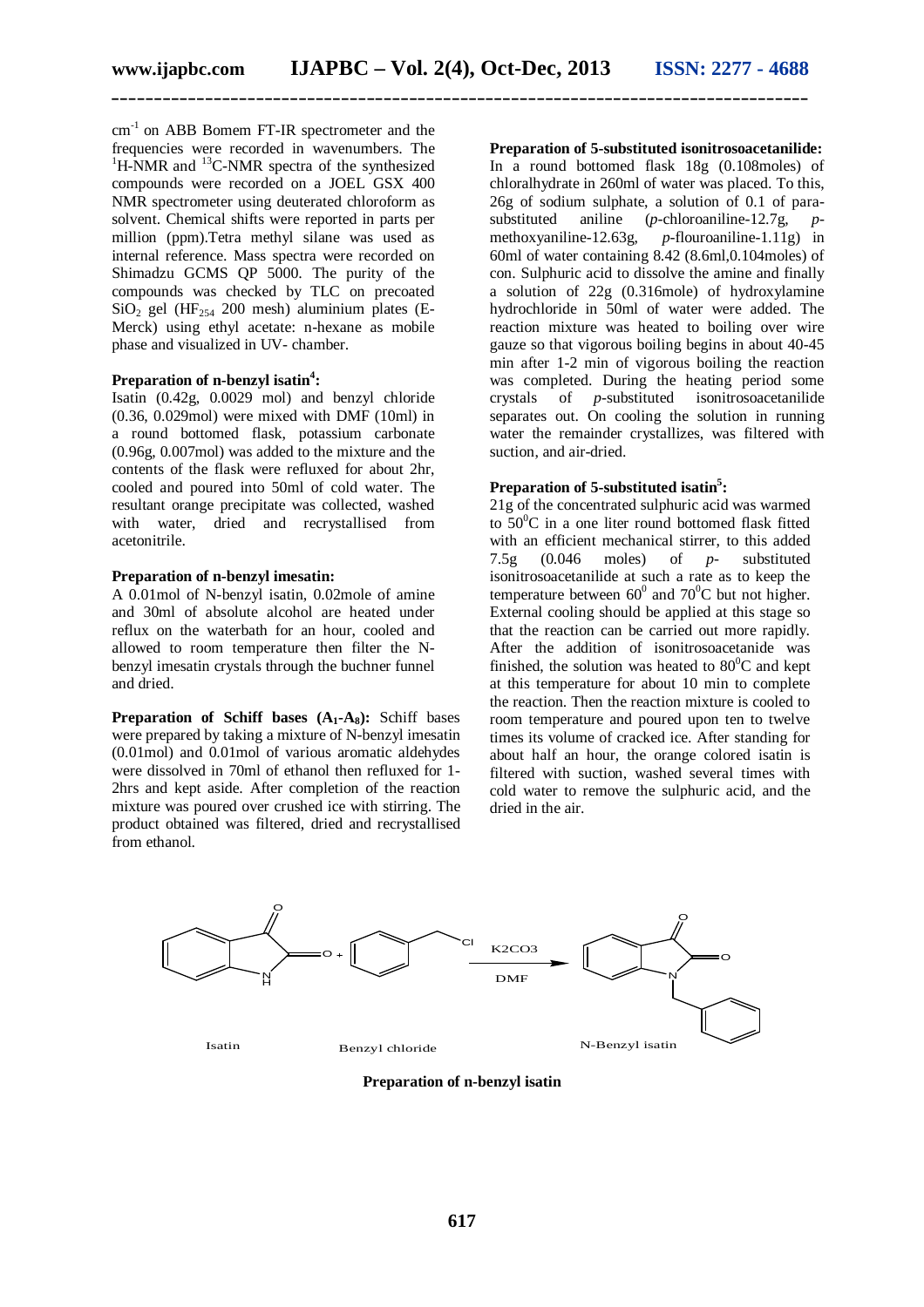cm$^{-1}$ on ABB Bomem FT-IR spectrometer and the frequencies were recorded in wavenumbers. The $^{1}$H-NMR and $^{13}$C-NMR spectra of the synthesized compounds were recorded on a JOEL GSX 400 NMR spectrometer using deuterated chloroform as solvent. Chemical shifts were reported in parts per million (ppm).Tetra methyl silane was used as internal reference. Mass spectra were recorded on Shimadzu GCMS QP 5000. The purity of the compounds was checked by TLC on precoated $SiO_2$ gel ($HF_{254}$ 200 mesh) aluminium plates (E-Merck) using ethyl acetate: n-hexane as mobile phase and visualized in UV- chamber.

**Preparation of n-benzyl isatin[4]:**
Isatin (0.42g, 0.0029 mol) and benzyl chloride (0.36, 0.029mol) were mixed with DMF (10ml) in a round bottomed flask, potassium carbonate (0.96g, 0.007mol) was added to the mixture and the contents of the flask were refluxed for about 2hr, cooled and poured into 50ml of cold water. The resultant orange precipitate was collected, washed with water, dried and recrystallised from acetonitrile.

**Preparation of n-benzyl imesatin:**
A 0.01mol of N-benzyl isatin, 0.02mole of amine and 30ml of absolute alcohol are heated under reflux on the waterbath for an hour, cooled and allowed to room temperature then filter the N-benzyl imesatin crystals through the buchner funnel and dried.

**Preparation of Schiff bases ($A_1$-$A_8$):** Schiff bases were prepared by taking a mixture of N-benzyl imesatin (0.01mol) and 0.01mol of various aromatic aldehydes were dissolved in 70ml of ethanol then refluxed for 1-2hrs and kept aside. After completion of the reaction mixture was poured over crushed ice with stirring. The product obtained was filtered, dried and recrystallised from ethanol.

**Preparation of 5-substituted isonitrosoacetanilide:**
In a round bottomed flask 18g (0.108moles) of chloralhydrate in 260ml of water was placed. To this, 26g of sodium sulphate, a solution of 0.1 of para-substituted aniline (*p*-chloroaniline-12.7g, *p*-methoxyaniline-12.63g, *p*-flouroaniline-1.11g) in 60ml of water containing 8.42 (8.6ml,0.104moles) of con. Sulphuric acid to dissolve the amine and finally a solution of 22g (0.316mole) of hydroxylamine hydrochloride in 50ml of water were added. The reaction mixture was heated to boiling over wire gauze so that vigorous boiling begins in about 40-45 min after 1-2 min of vigorous boiling the reaction was completed. During the heating period some crystals of *p*-substituted isonitrosoacetanilide separates out. On cooling the solution in running water the remainder crystallizes, was filtered with suction, and air-dried.

**Preparation of 5-substituted isatin[5]:**
21g of the concentrated sulphuric acid was warmed to 50$^0$C in a one liter round bottomed flask fitted with an efficient mechanical stirrer, to this added 7.5g (0.046 moles) of *p*- substituted isonitrosoacetanilide at such a rate as to keep the temperature between 60$^0$ and 70$^0$C but not higher. External cooling should be applied at this stage so that the reaction can be carried out more rapidly. After the addition of isonitrosoacetanide was finished, the solution was heated to 80$^0$C and kept at this temperature for about 10 min to complete the reaction. Then the reaction mixture is cooled to room temperature and poured upon ten to twelve times its volume of cracked ice. After standing for about half an hour, the orange colored isatin is filtered with suction, washed several times with cold water to remove the sulphuric acid, and the dried in the air.

Isatin + Benzyl chloride $\xrightarrow[DMF]{K_2CO_3}$ N-Benzyl isatin

**Preparation of n-benzyl isatin**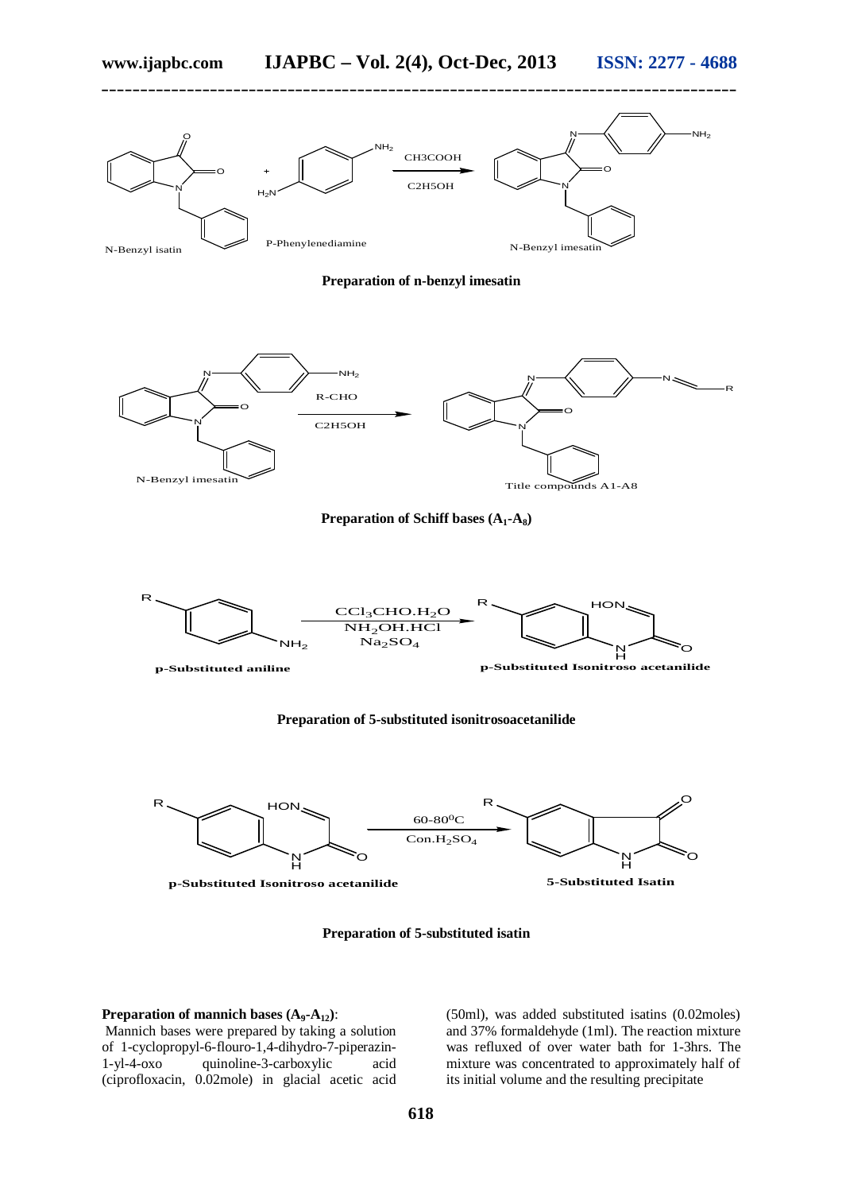**Preparation of n-benzyl imesatin**

**Preparation of Schiff bases ($A_1$-$A_8$)**

**Preparation of 5-substituted isonitrosoacetanilide**

**Preparation of 5-substituted isatin**

**Preparation of mannich bases ($A_9$-$A_{12}$)**:

Mannich bases were prepared by taking a solution of 1-cyclopropyl-6-flouro-1,4-dihydro-7-piperazin-1-yl-4-oxo quinoline-3-carboxylic acid (ciprofloxacin, 0.02mole) in glacial acetic acid (50ml), was added substituted isatins (0.02moles) and 37% formaldehyde (1ml). The reaction mixture was refluxed of over water bath for 1-3hrs. The mixture was concentrated to approximately half of its initial volume and the resulting precipitate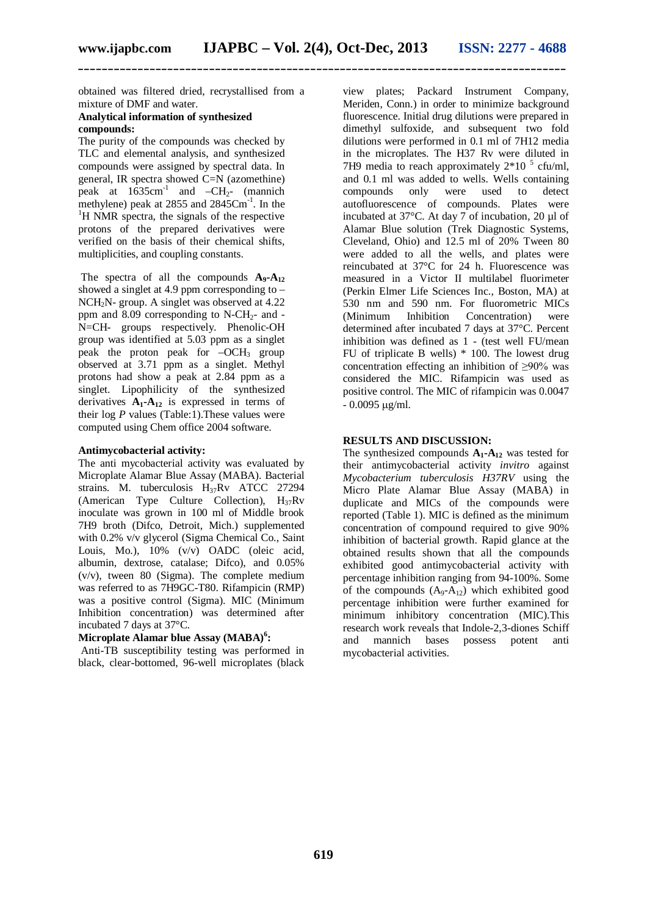obtained was filtered dried, recrystallised from a mixture of DMF and water.

**Analytical information of synthesized compounds:**

The purity of the compounds was checked by TLC and elemental analysis, and synthesized compounds were assigned by spectral data. In general, IR spectra showed C=N (azomethine) peak at $1635cm^{-1}$ and $–CH_2$- (mannich methylene) peak at 2855 and $2845Cm^{-1}$. In the $^1H$ NMR spectra, the signals of the respective protons of the prepared derivatives were verified on the basis of their chemical shifts, multiplicities, and coupling constants.

The spectra of all the compounds **$A_9$-$A_{12}$** showed a singlet at 4.9 ppm corresponding to $–NCH_2N$- group. A singlet was observed at 4.22 ppm and 8.09 corresponding to N-$CH_2$- and -N=CH- groups respectively. Phenolic-OH group was identified at 5.03 ppm as a singlet peak the proton peak for $–OCH_3$ group observed at 3.71 ppm as a singlet. Methyl protons had show a peak at 2.84 ppm as a singlet. Lipophilicity of the synthesized derivatives **$A_1$-$A_{12}$** is expressed in terms of their log *P* values (Table:1).These values were computed using Chem office 2004 software.

**Antimycobacterial activity:**

The anti mycobacterial activity was evaluated by Microplate Alamar Blue Assay (MABA). Bacterial strains. M. tuberculosis $H_{37}Rv$ ATCC 27294 (American Type Culture Collection), $H_{37}Rv$ inoculate was grown in 100 ml of Middle brook 7H9 broth (Difco, Detroit, Mich.) supplemented with 0.2% v/v glycerol (Sigma Chemical Co., Saint Louis, Mo.), 10% (v/v) OADC (oleic acid, albumin, dextrose, catalase; Difco), and 0.05% (v/v), tween 80 (Sigma). The complete medium was referred to as 7H9GC-T80. Rifampicin (RMP) was a positive control (Sigma). MIC (Minimum Inhibition concentration) was determined after incubated 7 days at 37°C.

**Microplate Alamar blue Assay (MABA)[6]:**

Anti-TB susceptibility testing was performed in black, clear-bottomed, 96-well microplates (black view plates; Packard Instrument Company, Meriden, Conn.) in order to minimize background fluorescence. Initial drug dilutions were prepared in dimethyl sulfoxide, and subsequent two fold dilutions were performed in 0.1 ml of 7H12 media in the microplates. The H37 Rv were diluted in 7H9 media to reach approximately $2*10^5$ cfu/ml, and 0.1 ml was added to wells. Wells containing compounds only were used to detect autofluorescence of compounds. Plates were incubated at 37°C. At day 7 of incubation, 20 μl of Alamar Blue solution (Trek Diagnostic Systems, Cleveland, Ohio) and 12.5 ml of 20% Tween 80 were added to all the wells, and plates were reincubated at 37°C for 24 h. Fluorescence was measured in a Victor II multilabel fluorimeter (Perkin Elmer Life Sciences Inc., Boston, MA) at 530 nm and 590 nm. For fluorometric MICs (Minimum Inhibition Concentration) were determined after incubated 7 days at 37°C. Percent inhibition was defined as 1 - (test well FU/mean FU of triplicate B wells) * 100. The lowest drug concentration effecting an inhibition of ≥90% was considered the MIC. Rifampicin was used as positive control. The MIC of rifampicin was 0.0047 - 0.0095 μg/ml.

## RESULTS AND DISCUSSION:

The synthesized compounds **$A_1$-$A_{12}$** was tested for their antimycobacterial activity *invitro* against *Mycobacterium tuberculosis H37RV* using the Micro Plate Alamar Blue Assay (MABA) in duplicate and MICs of the compounds were reported (Table 1). MIC is defined as the minimum concentration of compound required to give 90% inhibition of bacterial growth. Rapid glance at the obtained results shown that all the compounds exhibited good antimycobacterial activity with percentage inhibition ranging from 94-100%. Some of the compounds ($A_9$-$A_{12}$) which exhibited good percentage inhibition were further examined for minimum inhibitory concentration (MIC).This research work reveals that Indole-2,3-diones Schiff and mannich bases possess potent anti mycobacterial activities.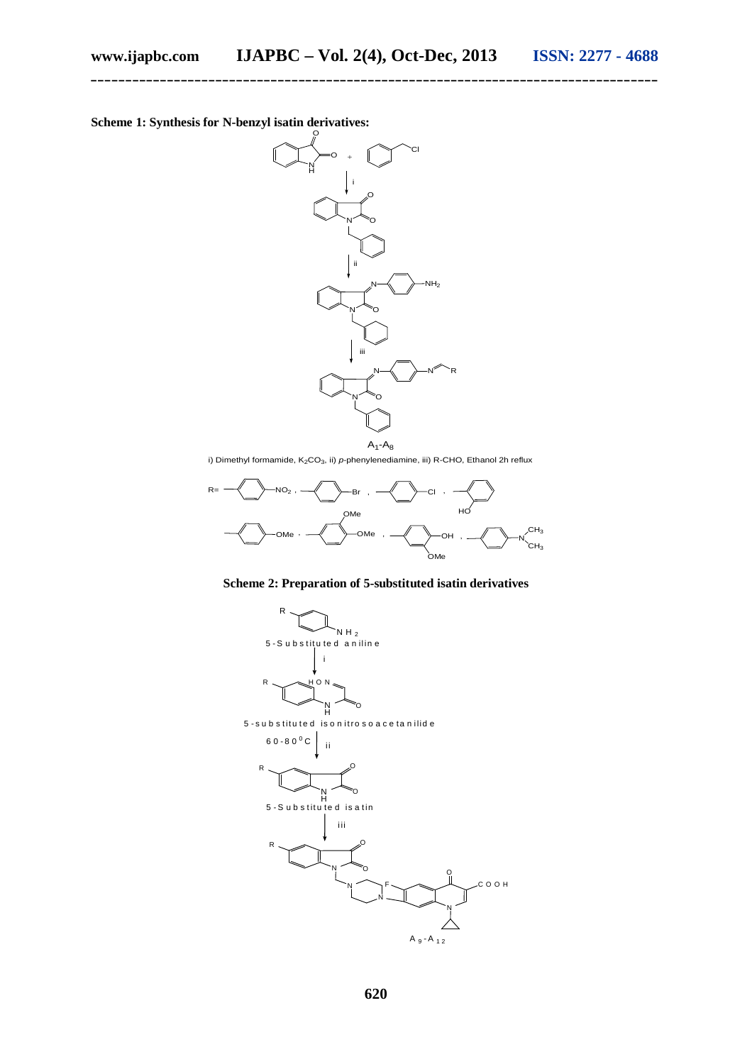**Scheme 1: Synthesis for N-benzyl isatin derivatives:**

$A_1$-$A_8$

i) Dimethyl formamide, $K_2CO_3$, ii) *p*-phenylenediamine, iii) R-CHO, Ethanol 2h reflux

**Scheme 2: Preparation of 5-substituted isatin derivatives**

5-Substituted aniline

5-substituted isonitrosoacetanilide

60-80$^0$C

5-Substituted isatin

$A_9$-$A_{12}$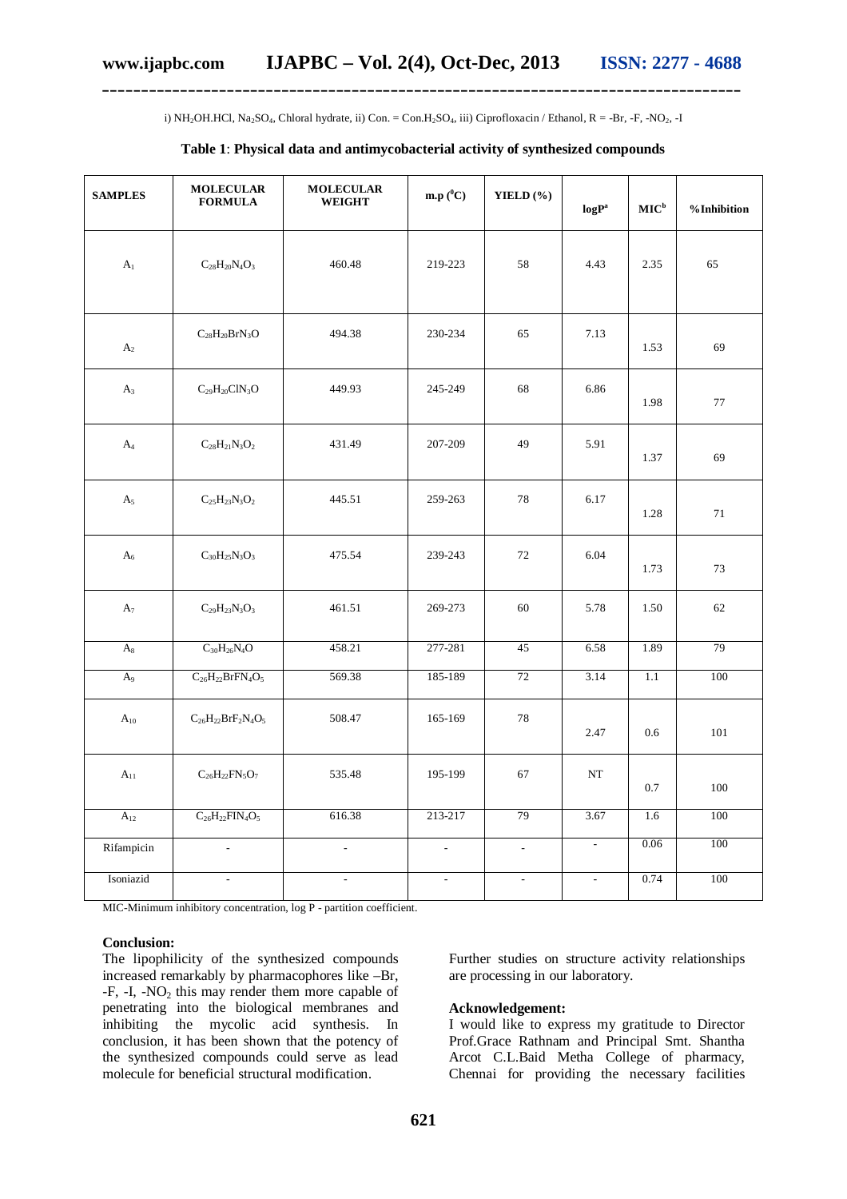i) $NH_2OH.HCl$, $Na_2SO_4$, Chloral hydrate, ii) Con. = Con.$H_2SO_4$, iii) Ciprofloxacin / Ethanol, R = -Br, -F, -$NO_2$, -I

**Table 1**: **Physical data and antimycobacterial activity of synthesized compounds**

| SAMPLES | MOLECULAR FORMULA | MOLECULAR WEIGHT | m.p ($^0$C) | YIELD (%) | logP[a] | MIC[b] | %Inhibition |
|---|---|---|---|---|---|---|---|
| $A_1$ | $C_{28}H_{20}N_4O_3$ | 460.48 | 219-223 | 58 | 4.43 | 2.35 | 65 |
| $A_2$ | $C_{28}H_{20}BrN_3O$ | 494.38 | 230-234 | 65 | 7.13 | 1.53 | 69 |
| $A_3$ | $C_{29}H_{20}ClN_3O$ | 449.93 | 245-249 | 68 | 6.86 | 1.98 | 77 |
| $A_4$ | $C_{28}H_{21}N_3O_2$ | 431.49 | 207-209 | 49 | 5.91 | 1.37 | 69 |
| $A_5$ | $C_{25}H_{23}N_3O_2$ | 445.51 | 259-263 | 78 | 6.17 | 1.28 | 71 |
| $A_6$ | $C_{30}H_{25}N_3O_3$ | 475.54 | 239-243 | 72 | 6.04 | 1.73 | 73 |
| $A_7$ | $C_{29}H_{23}N_3O_3$ | 461.51 | 269-273 | 60 | 5.78 | 1.50 | 62 |
| $A_8$ | $C_{30}H_{26}N_4O$ | 458.21 | 277-281 | 45 | 6.58 | 1.89 | 79 |
| $A_9$ | $C_{26}H_{22}BrFN_4O_5$ | 569.38 | 185-189 | 72 | 3.14 | 1.1 | 100 |
| $A_{10}$ | $C_{26}H_{22}BrF_2N_4O_5$ | 508.47 | 165-169 | 78 | 2.47 | 0.6 | 101 |
| $A_{11}$ | $C_{26}H_{22}FN_5O_7$ | 535.48 | 195-199 | 67 | NT | 0.7 | 100 |
| $A_{12}$ | $C_{26}H_{22}FIN_4O_5$ | 616.38 | 213-217 | 79 | 3.67 | 1.6 | 100 |
| Rifampicin | - | - | - | - | - | 0.06 | 100 |
| Isoniazid | - | - | - | - | - | 0.74 | 100 |

MIC-Minimum inhibitory concentration, log P - partition coefficient.

**Conclusion:**

The lipophilicity of the synthesized compounds increased remarkably by pharmacophores like –Br, -F, -I, -$NO_2$ this may render them more capable of penetrating into the biological membranes and inhibiting the mycolic acid synthesis. In conclusion, it has been shown that the potency of the synthesized compounds could serve as lead molecule for beneficial structural modification.

Further studies on structure activity relationships are processing in our laboratory.

**Acknowledgement:**

I would like to express my gratitude to Director Prof.Grace Rathnam and Principal Smt. Shantha Arcot C.L.Baid Metha College of pharmacy, Chennai for providing the necessary facilities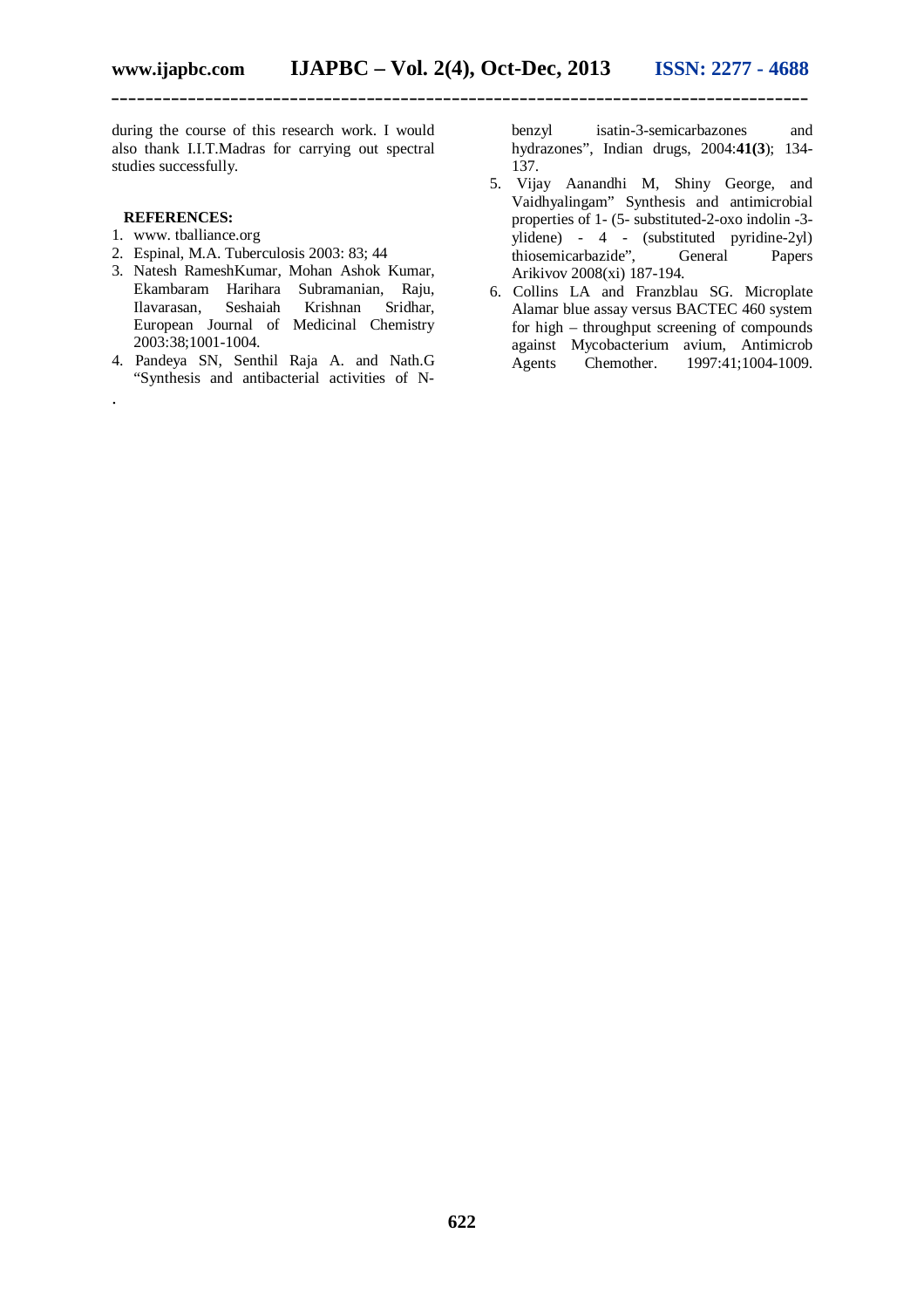during the course of this research work. I would also thank I.I.T.Madras for carrying out spectral studies successfully.

**REFERENCES:**

1. www. tballiance.org
2. Espinal, M.A. Tuberculosis 2003: 83; 44
3. Natesh RameshKumar, Mohan Ashok Kumar, Ekambaram Harihara Subramanian, Raju, Ilavarasan, Seshaiah Krishnan Sridhar, European Journal of Medicinal Chemistry 2003:38;1001-1004.
4. Pandeya SN, Senthil Raja A. and Nath.G "Synthesis and antibacterial activities of N-benzyl isatin-3-semicarbazones and hydrazones", Indian drugs, 2004:**41(3)**; 134-137.
5. Vijay Aanandhi M, Shiny George, and Vaidhyalingam" Synthesis and antimicrobial properties of 1- (5- substituted-2-oxo indolin -3-ylidene) - 4 - (substituted pyridine-2yl) thiosemicarbazide", General Papers Arikivov 2008(xi) 187-194.
6. Collins LA and Franzblau SG. Microplate Alamar blue assay versus BACTEC 460 system for high – throughput screening of compounds against Mycobacterium avium, Antimicrob Agents Chemother. 1997:41;1004-1009.

.